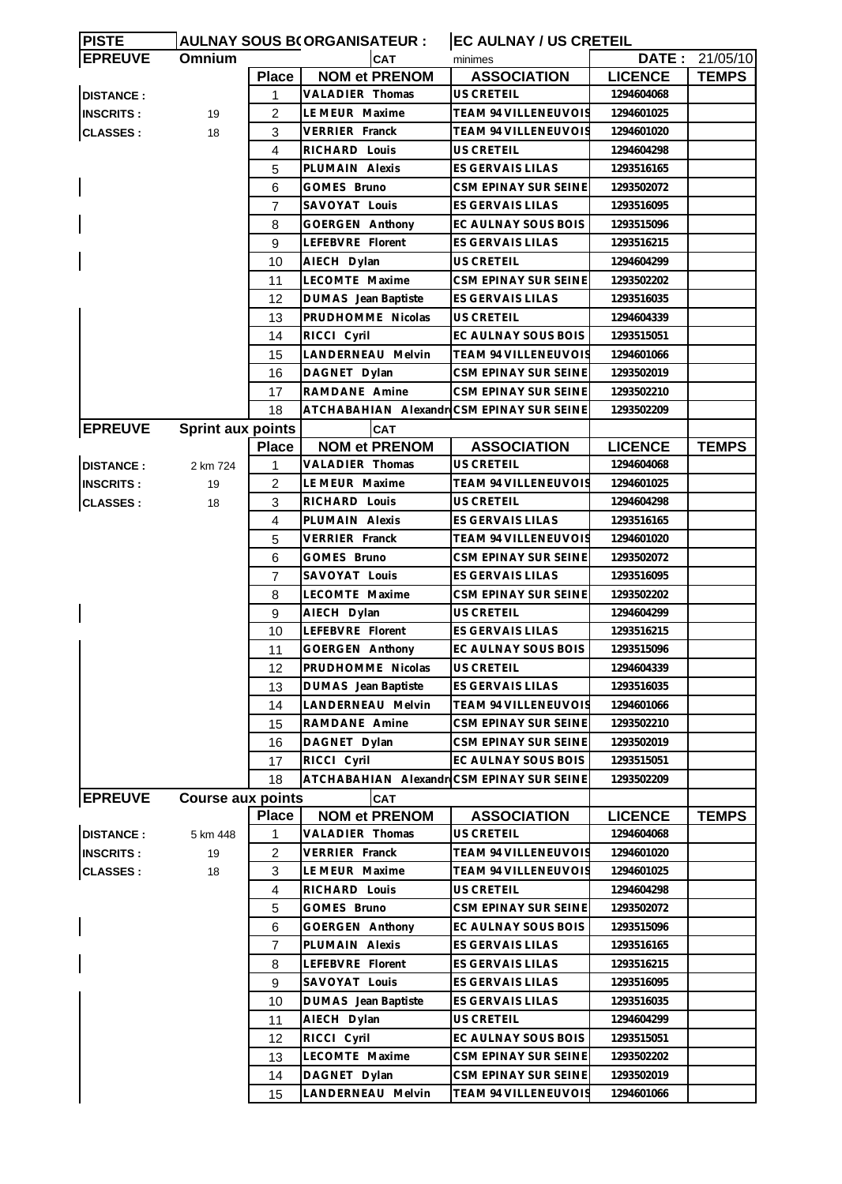| PISTE | AULNAY SOUS BO | ORGANISATEUR : | | EC AULNAY / US CRETEIL | | |
|---|---|---|---|---|---|---|
| EPREUVE | Omnium | | CAT | minimes | DATE : | 21/05/10 |
| | | Place | NOM et PRENOM | ASSOCIATION | LICENCE | TEMPS |
| DISTANCE : | | 1 | VALADIER Thomas | US CRETEIL | 1294604068 | |
| INSCRITS : | 19 | 2 | LE MEUR Maxime | TEAM 94 VILLENEUVOIS | 1294601025 | |
| CLASSES : | 18 | 3 | VERRIER Franck | TEAM 94 VILLENEUVOIS | 1294601020 | |
| | | 4 | RICHARD Louis | US CRETEIL | 1294604298 | |
| | | 5 | PLUMAIN Alexis | ES GERVAIS LILAS | 1293516165 | |
| | | 6 | GOMES Bruno | CSM EPINAY SUR SEINE | 1293502072 | |
| | | 7 | SAVOYAT Louis | ES GERVAIS LILAS | 1293516095 | |
| | | 8 | GOERGEN Anthony | EC AULNAY SOUS BOIS | 1293515096 | |
| | | 9 | LEFEBVRE Florent | ES GERVAIS LILAS | 1293516215 | |
| | | 10 | AIECH Dylan | US CRETEIL | 1294604299 | |
| | | 11 | LECOMTE Maxime | CSM EPINAY SUR SEINE | 1293502202 | |
| | | 12 | DUMAS Jean Baptiste | ES GERVAIS LILAS | 1293516035 | |
| | | 13 | PRUDHOMME Nicolas | US CRETEIL | 1294604339 | |
| | | 14 | RICCI Cyril | EC AULNAY SOUS BOIS | 1293515051 | |
| | | 15 | LANDERNEAU Melvin | TEAM 94 VILLENEUVOIS | 1294601066 | |
| | | 16 | DAGNET Dylan | CSM EPINAY SUR SEINE | 1293502019 | |
| | | 17 | RAMDANE Amine | CSM EPINAY SUR SEINE | 1293502210 | |
| | | 18 | ATCHABAHIAN Alexandr | CSM EPINAY SUR SEINE | 1293502209 | |
| EPREUVE | Sprint aux points | | CAT | | | |
| | | Place | NOM et PRENOM | ASSOCIATION | LICENCE | TEMPS |
| DISTANCE : | 2 km 724 | 1 | VALADIER Thomas | US CRETEIL | 1294604068 | |
| INSCRITS : | 19 | 2 | LE MEUR Maxime | TEAM 94 VILLENEUVOIS | 1294601025 | |
| CLASSES : | 18 | 3 | RICHARD Louis | US CRETEIL | 1294604298 | |
| | | 4 | PLUMAIN Alexis | ES GERVAIS LILAS | 1293516165 | |
| | | 5 | VERRIER Franck | TEAM 94 VILLENEUVOIS | 1294601020 | |
| | | 6 | GOMES Bruno | CSM EPINAY SUR SEINE | 1293502072 | |
| | | 7 | SAVOYAT Louis | ES GERVAIS LILAS | 1293516095 | |
| | | 8 | LECOMTE Maxime | CSM EPINAY SUR SEINE | 1293502202 | |
| | | 9 | AIECH Dylan | US CRETEIL | 1294604299 | |
| | | 10 | LEFEBVRE Florent | ES GERVAIS LILAS | 1293516215 | |
| | | 11 | GOERGEN Anthony | EC AULNAY SOUS BOIS | 1293515096 | |
| | | 12 | PRUDHOMME Nicolas | US CRETEIL | 1294604339 | |
| | | 13 | DUMAS Jean Baptiste | ES GERVAIS LILAS | 1293516035 | |
| | | 14 | LANDERNEAU Melvin | TEAM 94 VILLENEUVOIS | 1294601066 | |
| | | 15 | RAMDANE Amine | CSM EPINAY SUR SEINE | 1293502210 | |
| | | 16 | DAGNET Dylan | CSM EPINAY SUR SEINE | 1293502019 | |
| | | 17 | RICCI Cyril | EC AULNAY SOUS BOIS | 1293515051 | |
| | | 18 | ATCHABAHIAN Alexandr | CSM EPINAY SUR SEINE | 1293502209 | |
| EPREUVE | Course aux points | | CAT | | | |
| | | Place | NOM et PRENOM | ASSOCIATION | LICENCE | TEMPS |
| DISTANCE : | 5 km 448 | 1 | VALADIER Thomas | US CRETEIL | 1294604068 | |
| INSCRITS : | 19 | 2 | VERRIER Franck | TEAM 94 VILLENEUVOIS | 1294601020 | |
| CLASSES : | 18 | 3 | LE MEUR Maxime | TEAM 94 VILLENEUVOIS | 1294601025 | |
| | | 4 | RICHARD Louis | US CRETEIL | 1294604298 | |
| | | 5 | GOMES Bruno | CSM EPINAY SUR SEINE | 1293502072 | |
| | | 6 | GOERGEN Anthony | EC AULNAY SOUS BOIS | 1293515096 | |
| | | 7 | PLUMAIN Alexis | ES GERVAIS LILAS | 1293516165 | |
| | | 8 | LEFEBVRE Florent | ES GERVAIS LILAS | 1293516215 | |
| | | 9 | SAVOYAT Louis | ES GERVAIS LILAS | 1293516095 | |
| | | 10 | DUMAS Jean Baptiste | ES GERVAIS LILAS | 1293516035 | |
| | | 11 | AIECH Dylan | US CRETEIL | 1294604299 | |
| | | 12 | RICCI Cyril | EC AULNAY SOUS BOIS | 1293515051 | |
| | | 13 | LECOMTE Maxime | CSM EPINAY SUR SEINE | 1293502202 | |
| | | 14 | DAGNET Dylan | CSM EPINAY SUR SEINE | 1293502019 | |
| | | 15 | LANDERNEAU Melvin | TEAM 94 VILLENEUVOIS | 1294601066 | |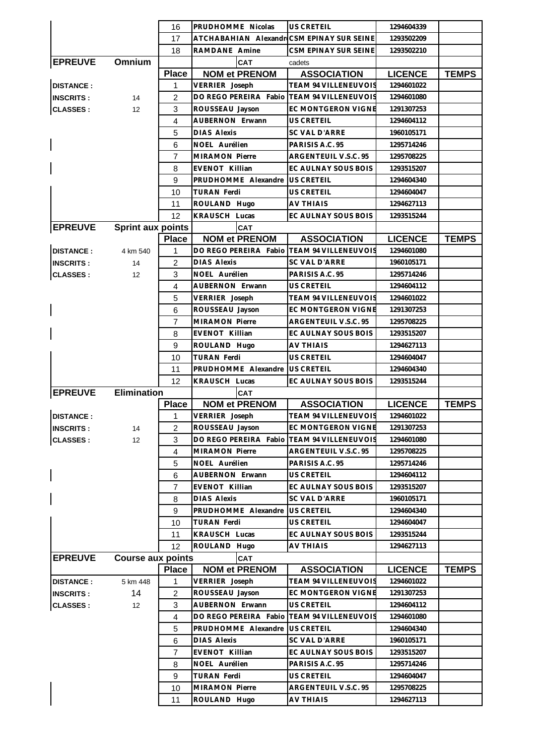| | | Place | NOM et PRENOM | ASSOCIATION | LICENCE | TEMPS |
|---|---|---|---|---|---|---|
| | | 16 | PRUDHOMME Nicolas | US CRETEIL | 1294604339 | |
| | | 17 | ATCHABAHIAN Alexandr | CSM EPINAY SUR SEINE | 1293502209 | |
| | | 18 | RAMDANE Amine | CSM EPINAY SUR SEINE | 1293502210 | |

| EPREUVE | Omnium | | CAT | cadets | | |
|---|---|---|---|---|---|---|
| | | Place | NOM et PRENOM | ASSOCIATION | LICENCE | TEMPS |
| DISTANCE : | | 1 | VERRIER Joseph | TEAM 94 VILLENEUVOIS | 1294601022 | |
| INSCRITS : | 14 | 2 | DO REGO PEREIRA Fabio | TEAM 94 VILLENEUVOIS | 1294601080 | |
| CLASSES : | 12 | 3 | ROUSSEAU Jayson | EC MONTGERON VIGNE | 1291307253 | |
| | | 4 | AUBERNON Erwann | US CRETEIL | 1294604112 | |
| | | 5 | DIAS Alexis | SC VAL D'ARRE | 1960105171 | |
| | | 6 | NOEL Aurélien | PARISIS A.C. 95 | 1295714246 | |
| | | 7 | MIRAMON Pierre | ARGENTEUIL V.S.C. 95 | 1295708225 | |
| | | 8 | EVENOT Killian | EC AULNAY SOUS BOIS | 1293515207 | |
| | | 9 | PRUDHOMME Alexandre | US CRETEIL | 1294604340 | |
| | | 10 | TURAN Ferdi | US CRETEIL | 1294604047 | |
| | | 11 | ROULAND Hugo | AV THIAIS | 1294627113 | |
| | | 12 | KRAUSCH Lucas | EC AULNAY SOUS BOIS | 1293515244 | |

| EPREUVE | Sprint aux points | | CAT | | | |
|---|---|---|---|---|---|---|
| | | Place | NOM et PRENOM | ASSOCIATION | LICENCE | TEMPS |
| DISTANCE : | 4 km 540 | 1 | DO REGO PEREIRA Fabio | TEAM 94 VILLENEUVOIS | 1294601080 | |
| INSCRITS : | 14 | 2 | DIAS Alexis | SC VAL D'ARRE | 1960105171 | |
| CLASSES : | 12 | 3 | NOEL Aurélien | PARISIS A.C. 95 | 1295714246 | |
| | | 4 | AUBERNON Erwann | US CRETEIL | 1294604112 | |
| | | 5 | VERRIER Joseph | TEAM 94 VILLENEUVOIS | 1294601022 | |
| | | 6 | ROUSSEAU Jayson | EC MONTGERON VIGNE | 1291307253 | |
| | | 7 | MIRAMON Pierre | ARGENTEUIL V.S.C. 95 | 1295708225 | |
| | | 8 | EVENOT Killian | EC AULNAY SOUS BOIS | 1293515207 | |
| | | 9 | ROULAND Hugo | AV THIAIS | 1294627113 | |
| | | 10 | TURAN Ferdi | US CRETEIL | 1294604047 | |
| | | 11 | PRUDHOMME Alexandre | US CRETEIL | 1294604340 | |
| | | 12 | KRAUSCH Lucas | EC AULNAY SOUS BOIS | 1293515244 | |

| EPREUVE | Elimination | | CAT | | | |
|---|---|---|---|---|---|---|
| | | Place | NOM et PRENOM | ASSOCIATION | LICENCE | TEMPS |
| DISTANCE : | | 1 | VERRIER Joseph | TEAM 94 VILLENEUVOIS | 1294601022 | |
| INSCRITS : | 14 | 2 | ROUSSEAU Jayson | EC MONTGERON VIGNE | 1291307253 | |
| CLASSES : | 12 | 3 | DO REGO PEREIRA Fabio | TEAM 94 VILLENEUVOIS | 1294601080 | |
| | | 4 | MIRAMON Pierre | ARGENTEUIL V.S.C. 95 | 1295708225 | |
| | | 5 | NOEL Aurélien | PARISIS A.C. 95 | 1295714246 | |
| | | 6 | AUBERNON Erwann | US CRETEIL | 1294604112 | |
| | | 7 | EVENOT Killian | EC AULNAY SOUS BOIS | 1293515207 | |
| | | 8 | DIAS Alexis | SC VAL D'ARRE | 1960105171 | |
| | | 9 | PRUDHOMME Alexandre | US CRETEIL | 1294604340 | |
| | | 10 | TURAN Ferdi | US CRETEIL | 1294604047 | |
| | | 11 | KRAUSCH Lucas | EC AULNAY SOUS BOIS | 1293515244 | |
| | | 12 | ROULAND Hugo | AV THIAIS | 1294627113 | |

| EPREUVE | Course aux points | | CAT | | | |
|---|---|---|---|---|---|---|
| | | Place | NOM et PRENOM | ASSOCIATION | LICENCE | TEMPS |
| DISTANCE : | 5 km 448 | 1 | VERRIER Joseph | TEAM 94 VILLENEUVOIS | 1294601022 | |
| INSCRITS : | 14 | 2 | ROUSSEAU Jayson | EC MONTGERON VIGNE | 1291307253 | |
| CLASSES : | 12 | 3 | AUBERNON Erwann | US CRETEIL | 1294604112 | |
| | | 4 | DO REGO PEREIRA Fabio | TEAM 94 VILLENEUVOIS | 1294601080 | |
| | | 5 | PRUDHOMME Alexandre | US CRETEIL | 1294604340 | |
| | | 6 | DIAS Alexis | SC VAL D'ARRE | 1960105171 | |
| | | 7 | EVENOT Killian | EC AULNAY SOUS BOIS | 1293515207 | |
| | | 8 | NOEL Aurélien | PARISIS A.C. 95 | 1295714246 | |
| | | 9 | TURAN Ferdi | US CRETEIL | 1294604047 | |
| | | 10 | MIRAMON Pierre | ARGENTEUIL V.S.C. 95 | 1295708225 | |
| | | 11 | ROULAND Hugo | AV THIAIS | 1294627113 | |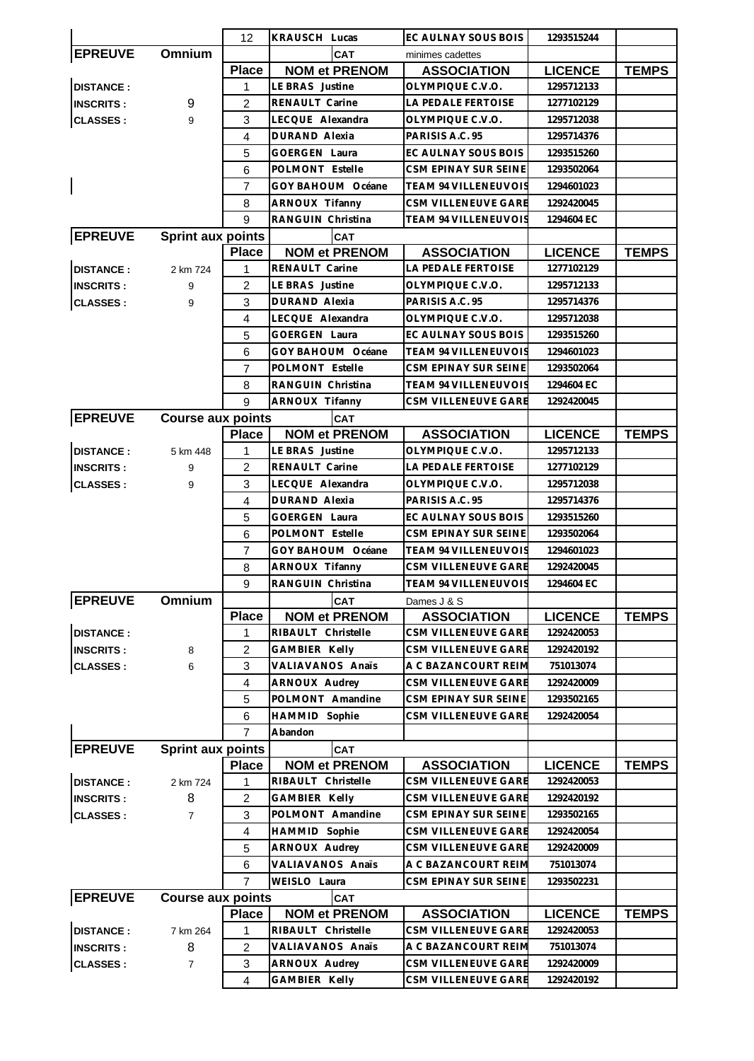| | | 12 | KRAUSCH Lucas | EC AULNAY SOUS BOIS | 1293515244 | |
|---|---|---|---|---|---|---|
| **EPREUVE** | **Omnium** | | CAT | minimes cadettes | | |
| | | **Place** | **NOM et PRENOM** | **ASSOCIATION** | **LICENCE** | **TEMPS** |
| **DISTANCE :** | | 1 | LE BRAS Justine | OLYMPIQUE C.V.O. | 1295712133 | |
| **INSCRITS :** | 9 | 2 | RENAULT Carine | LA PEDALE FERTOISE | 1277102129 | |
| **CLASSES :** | 9 | 3 | LECQUE Alexandra | OLYMPIQUE C.V.O. | 1295712038 | |
| | | 4 | DURAND Alexia | PARISIS A.C. 95 | 1295714376 | |
| | | 5 | GOERGEN Laura | EC AULNAY SOUS BOIS | 1293515260 | |
| | | 6 | POLMONT Estelle | CSM EPINAY SUR SEINE | 1293502064 | |
| | | 7 | GOY BAHOUM Océane | TEAM 94 VILLENEUVOIS | 1294601023 | |
| | | 8 | ARNOUX Tifanny | CSM VILLENEUVE GARE | 1292420045 | |
| | | 9 | RANGUIN Christina | TEAM 94 VILLENEUVOIS | 1294604 EC | |
| **EPREUVE** | **Sprint aux points** | | CAT | | | |
| | | **Place** | **NOM et PRENOM** | **ASSOCIATION** | **LICENCE** | **TEMPS** |
| **DISTANCE :** | 2 km 724 | 1 | RENAULT Carine | LA PEDALE FERTOISE | 1277102129 | |
| **INSCRITS :** | 9 | 2 | LE BRAS Justine | OLYMPIQUE C.V.O. | 1295712133 | |
| **CLASSES :** | 9 | 3 | DURAND Alexia | PARISIS A.C. 95 | 1295714376 | |
| | | 4 | LECQUE Alexandra | OLYMPIQUE C.V.O. | 1295712038 | |
| | | 5 | GOERGEN Laura | EC AULNAY SOUS BOIS | 1293515260 | |
| | | 6 | GOY BAHOUM Océane | TEAM 94 VILLENEUVOIS | 1294601023 | |
| | | 7 | POLMONT Estelle | CSM EPINAY SUR SEINE | 1293502064 | |
| | | 8 | RANGUIN Christina | TEAM 94 VILLENEUVOIS | 1294604 EC | |
| | | 9 | ARNOUX Tifanny | CSM VILLENEUVE GARE | 1292420045 | |
| **EPREUVE** | **Course aux points** | | CAT | | | |
| | | **Place** | **NOM et PRENOM** | **ASSOCIATION** | **LICENCE** | **TEMPS** |
| **DISTANCE :** | 5 km 448 | 1 | LE BRAS Justine | OLYMPIQUE C.V.O. | 1295712133 | |
| **INSCRITS :** | 9 | 2 | RENAULT Carine | LA PEDALE FERTOISE | 1277102129 | |
| **CLASSES :** | 9 | 3 | LECQUE Alexandra | OLYMPIQUE C.V.O. | 1295712038 | |
| | | 4 | DURAND Alexia | PARISIS A.C. 95 | 1295714376 | |
| | | 5 | GOERGEN Laura | EC AULNAY SOUS BOIS | 1293515260 | |
| | | 6 | POLMONT Estelle | CSM EPINAY SUR SEINE | 1293502064 | |
| | | 7 | GOY BAHOUM Océane | TEAM 94 VILLENEUVOIS | 1294601023 | |
| | | 8 | ARNOUX Tifanny | CSM VILLENEUVE GARE | 1292420045 | |
| | | 9 | RANGUIN Christina | TEAM 94 VILLENEUVOIS | 1294604 EC | |
| **EPREUVE** | **Omnium** | | CAT | Dames J & S | | |
| | | **Place** | **NOM et PRENOM** | **ASSOCIATION** | **LICENCE** | **TEMPS** |
| **DISTANCE :** | | 1 | RIBAULT Christelle | CSM VILLENEUVE GARE | 1292420053 | |
| **INSCRITS :** | 8 | 2 | GAMBIER Kelly | CSM VILLENEUVE GARE | 1292420192 | |
| **CLASSES :** | 6 | 3 | VALIAVANOS Anaïs | A C BAZANCOURT REIM | 751013074 | |
| | | 4 | ARNOUX Audrey | CSM VILLENEUVE GARE | 1292420009 | |
| | | 5 | POLMONT Amandine | CSM EPINAY SUR SEINE | 1293502165 | |
| | | 6 | HAMMID Sophie | CSM VILLENEUVE GARE | 1292420054 | |
| | | 7 | Abandon | | | |
| **EPREUVE** | **Sprint aux points** | | CAT | | | |
| | | **Place** | **NOM et PRENOM** | **ASSOCIATION** | **LICENCE** | **TEMPS** |
| **DISTANCE :** | 2 km 724 | 1 | RIBAULT Christelle | CSM VILLENEUVE GARE | 1292420053 | |
| **INSCRITS :** | 8 | 2 | GAMBIER Kelly | CSM VILLENEUVE GARE | 1292420192 | |
| **CLASSES :** | 7 | 3 | POLMONT Amandine | CSM EPINAY SUR SEINE | 1293502165 | |
| | | 4 | HAMMID Sophie | CSM VILLENEUVE GARE | 1292420054 | |
| | | 5 | ARNOUX Audrey | CSM VILLENEUVE GARE | 1292420009 | |
| | | 6 | VALIAVANOS Anaïs | A C BAZANCOURT REIM | 751013074 | |
| | | 7 | WEISLO Laura | CSM EPINAY SUR SEINE | 1293502231 | |
| **EPREUVE** | **Course aux points** | | CAT | | | |
| | | **Place** | **NOM et PRENOM** | **ASSOCIATION** | **LICENCE** | **TEMPS** |
| **DISTANCE :** | 7 km 264 | 1 | RIBAULT Christelle | CSM VILLENEUVE GARE | 1292420053 | |
| **INSCRITS :** | 8 | 2 | VALIAVANOS Anaïs | A C BAZANCOURT REIM | 751013074 | |
| **CLASSES :** | 7 | 3 | ARNOUX Audrey | CSM VILLENEUVE GARE | 1292420009 | |
| | | 4 | GAMBIER Kelly | CSM VILLENEUVE GARE | 1292420192 | |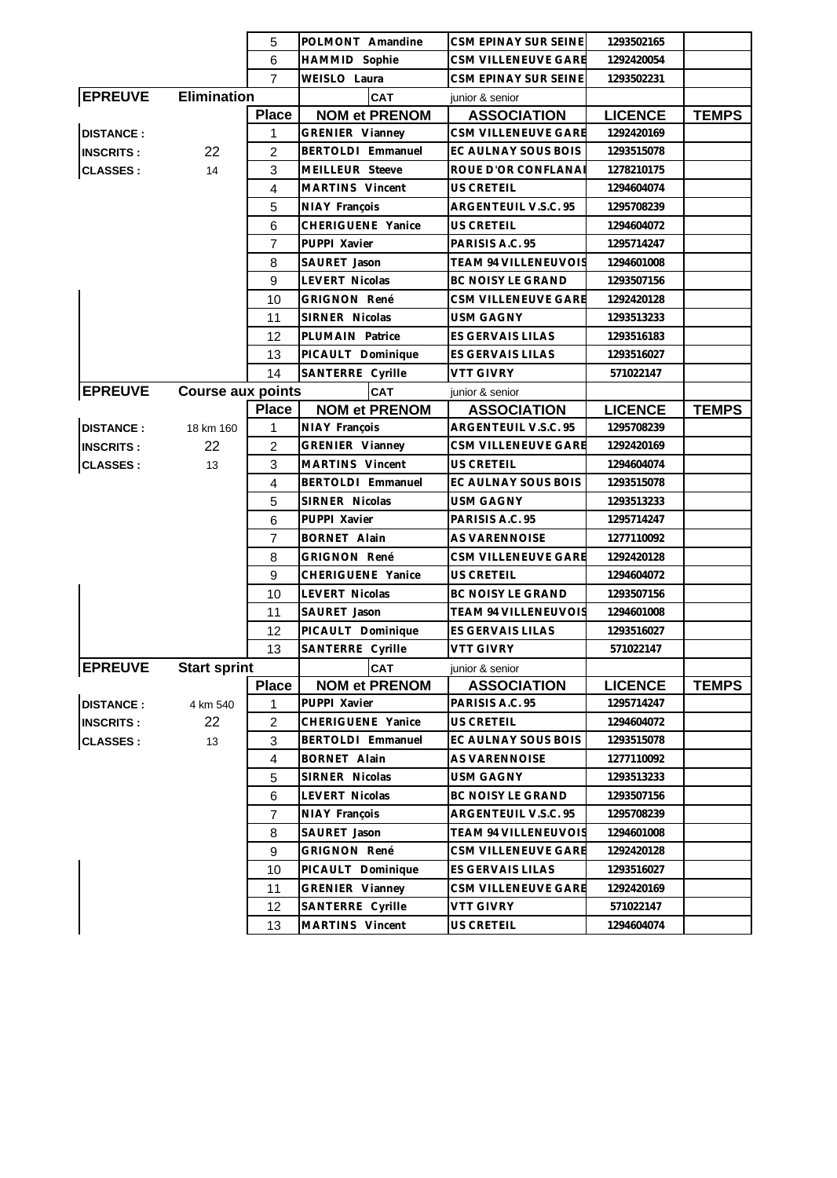| | | Place | NOM et PRENOM | ASSOCIATION | LICENCE | TEMPS |
|---|---|---|---|---|---|---|
| | | 5 | POLMONT Amandine | CSM EPINAY SUR SEINE | 1293502165 | |
| | | 6 | HAMMID Sophie | CSM VILLENEUVE GARE | 1292420054 | |
| | | 7 | WEISLO Laura | CSM EPINAY SUR SEINE | 1293502231 | |

| EPREUVE | Elimination | | CAT | junior & senior | | |
|---|---|---|---|---|---|---|
| | | Place | NOM et PRENOM | ASSOCIATION | LICENCE | TEMPS |
| DISTANCE : | | 1 | GRENIER Vianney | CSM VILLENEUVE GARE | 1292420169 | |
| INSCRITS : | 22 | 2 | BERTOLDI Emmanuel | EC AULNAY SOUS BOIS | 1293515078 | |
| CLASSES : | 14 | 3 | MEILLEUR Steeve | ROUE D'OR CONFLANAI | 1278210175 | |
| | | 4 | MARTINS Vincent | US CRETEIL | 1294604074 | |
| | | 5 | NIAY François | ARGENTEUIL V.S.C. 95 | 1295708239 | |
| | | 6 | CHERIGUENE Yanice | US CRETEIL | 1294604072 | |
| | | 7 | PUPPI Xavier | PARISIS A.C. 95 | 1295714247 | |
| | | 8 | SAURET Jason | TEAM 94 VILLENEUVOIS | 1294601008 | |
| | | 9 | LEVERT Nicolas | BC NOISY LE GRAND | 1293507156 | |
| | | 10 | GRIGNON René | CSM VILLENEUVE GARE | 1292420128 | |
| | | 11 | SIRNER Nicolas | USM GAGNY | 1293513233 | |
| | | 12 | PLUMAIN Patrice | ES GERVAIS LILAS | 1293516183 | |
| | | 13 | PICAULT Dominique | ES GERVAIS LILAS | 1293516027 | |
| | | 14 | SANTERRE Cyrille | VTT GIVRY | 571022147 | |

| EPREUVE | Course aux points | | CAT | junior & senior | | |
|---|---|---|---|---|---|---|
| | | Place | NOM et PRENOM | ASSOCIATION | LICENCE | TEMPS |
| DISTANCE : | 18 km 160 | 1 | NIAY François | ARGENTEUIL V.S.C. 95 | 1295708239 | |
| INSCRITS : | 22 | 2 | GRENIER Vianney | CSM VILLENEUVE GARE | 1292420169 | |
| CLASSES : | 13 | 3 | MARTINS Vincent | US CRETEIL | 1294604074 | |
| | | 4 | BERTOLDI Emmanuel | EC AULNAY SOUS BOIS | 1293515078 | |
| | | 5 | SIRNER Nicolas | USM GAGNY | 1293513233 | |
| | | 6 | PUPPI Xavier | PARISIS A.C. 95 | 1295714247 | |
| | | 7 | BORNET Alain | AS VARENNOISE | 1277110092 | |
| | | 8 | GRIGNON René | CSM VILLENEUVE GARE | 1292420128 | |
| | | 9 | CHERIGUENE Yanice | US CRETEIL | 1294604072 | |
| | | 10 | LEVERT Nicolas | BC NOISY LE GRAND | 1293507156 | |
| | | 11 | SAURET Jason | TEAM 94 VILLENEUVOIS | 1294601008 | |
| | | 12 | PICAULT Dominique | ES GERVAIS LILAS | 1293516027 | |
| | | 13 | SANTERRE Cyrille | VTT GIVRY | 571022147 | |

| EPREUVE | Start sprint | | CAT | junior & senior | | |
|---|---|---|---|---|---|---|
| | | Place | NOM et PRENOM | ASSOCIATION | LICENCE | TEMPS |
| DISTANCE : | 4 km 540 | 1 | PUPPI Xavier | PARISIS A.C. 95 | 1295714247 | |
| INSCRITS : | 22 | 2 | CHERIGUENE Yanice | US CRETEIL | 1294604072 | |
| CLASSES : | 13 | 3 | BERTOLDI Emmanuel | EC AULNAY SOUS BOIS | 1293515078 | |
| | | 4 | BORNET Alain | AS VARENNOISE | 1277110092 | |
| | | 5 | SIRNER Nicolas | USM GAGNY | 1293513233 | |
| | | 6 | LEVERT Nicolas | BC NOISY LE GRAND | 1293507156 | |
| | | 7 | NIAY François | ARGENTEUIL V.S.C. 95 | 1295708239 | |
| | | 8 | SAURET Jason | TEAM 94 VILLENEUVOIS | 1294601008 | |
| | | 9 | GRIGNON René | CSM VILLENEUVE GARE | 1292420128 | |
| | | 10 | PICAULT Dominique | ES GERVAIS LILAS | 1293516027 | |
| | | 11 | GRENIER Vianney | CSM VILLENEUVE GARE | 1292420169 | |
| | | 12 | SANTERRE Cyrille | VTT GIVRY | 571022147 | |
| | | 13 | MARTINS Vincent | US CRETEIL | 1294604074 | |